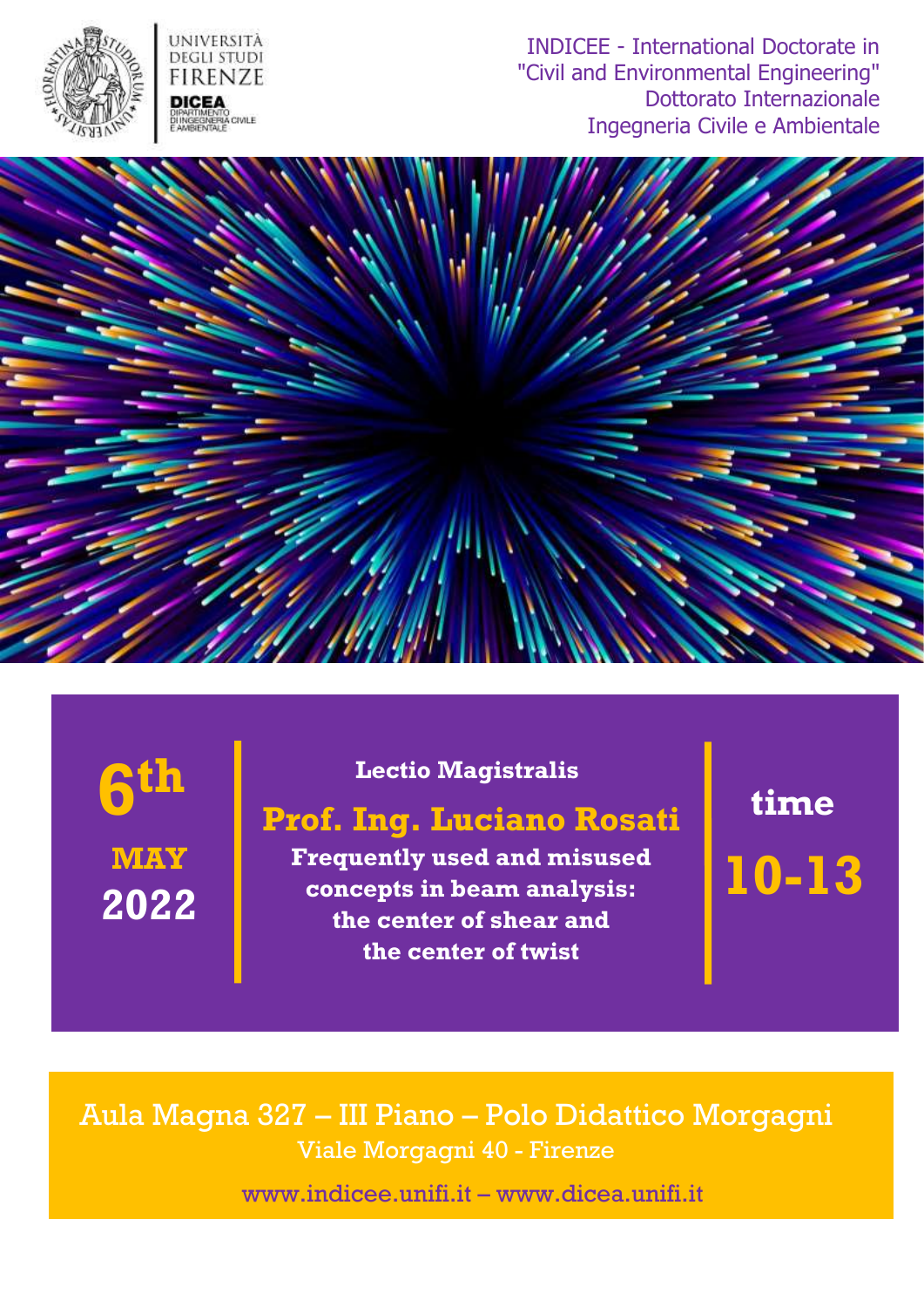UNIVERSITÀ DEGLI STUDI FIRENZE

DICEA DIPARTIMENTO DI INGEGNERIA CIVILE E AMBIENTALE

INDICEE - International Doctorate in "Civil and Environmental Engineering"
Dottorato Internazionale Ingegneria Civile e Ambientale

**6th MAY 2022**

**Lectio Magistralis**

## Prof. Ing. Luciano Rosati

**Frequently used and misused concepts in beam analysis: the center of shear and the center of twist**

**time 10-13**

Aula Magna 327 – III Piano – Polo Didattico Morgagni
Viale Morgagni 40 - Firenze

www.indicee.unifi.it – www.dicea.unifi.it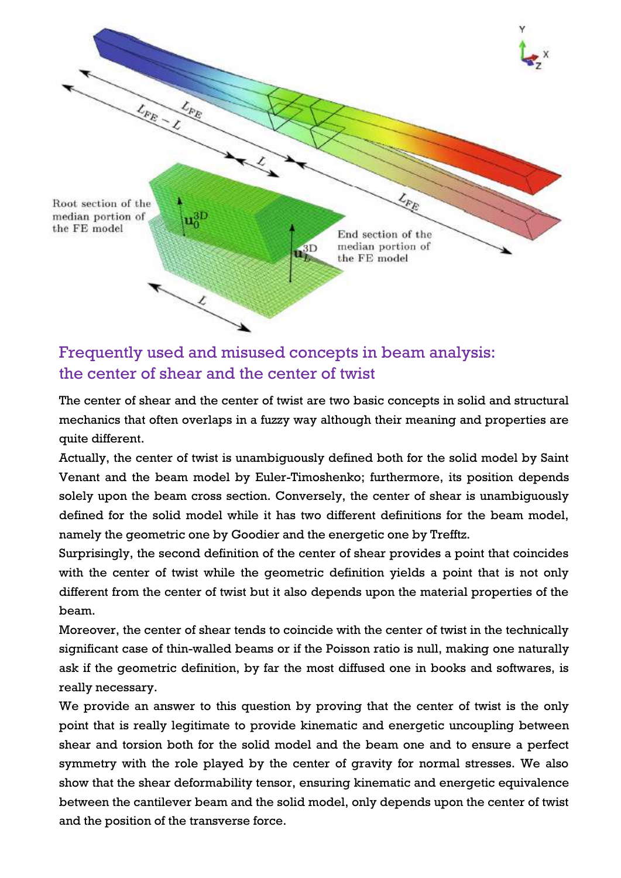## Frequently used and misused concepts in beam analysis: the center of shear and the center of twist

The center of shear and the center of twist are two basic concepts in solid and structural mechanics that often overlaps in a fuzzy way although their meaning and properties are quite different.

Actually, the center of twist is unambiguously defined both for the solid model by Saint Venant and the beam model by Euler-Timoshenko; furthermore, its position depends solely upon the beam cross section. Conversely, the center of shear is unambiguously defined for the solid model while it has two different definitions for the beam model, namely the geometric one by Goodier and the energetic one by Trefftz.

Surprisingly, the second definition of the center of shear provides a point that coincides with the center of twist while the geometric definition yields a point that is not only different from the center of twist but it also depends upon the material properties of the beam.

Moreover, the center of shear tends to coincide with the center of twist in the technically significant case of thin-walled beams or if the Poisson ratio is null, making one naturally ask if the geometric definition, by far the most diffused one in books and softwares, is really necessary.

We provide an answer to this question by proving that the center of twist is the only point that is really legitimate to provide kinematic and energetic uncoupling between shear and torsion both for the solid model and the beam one and to ensure a perfect symmetry with the role played by the center of gravity for normal stresses. We also show that the shear deformability tensor, ensuring kinematic and energetic equivalence between the cantilever beam and the solid model, only depends upon the center of twist and the position of the transverse force.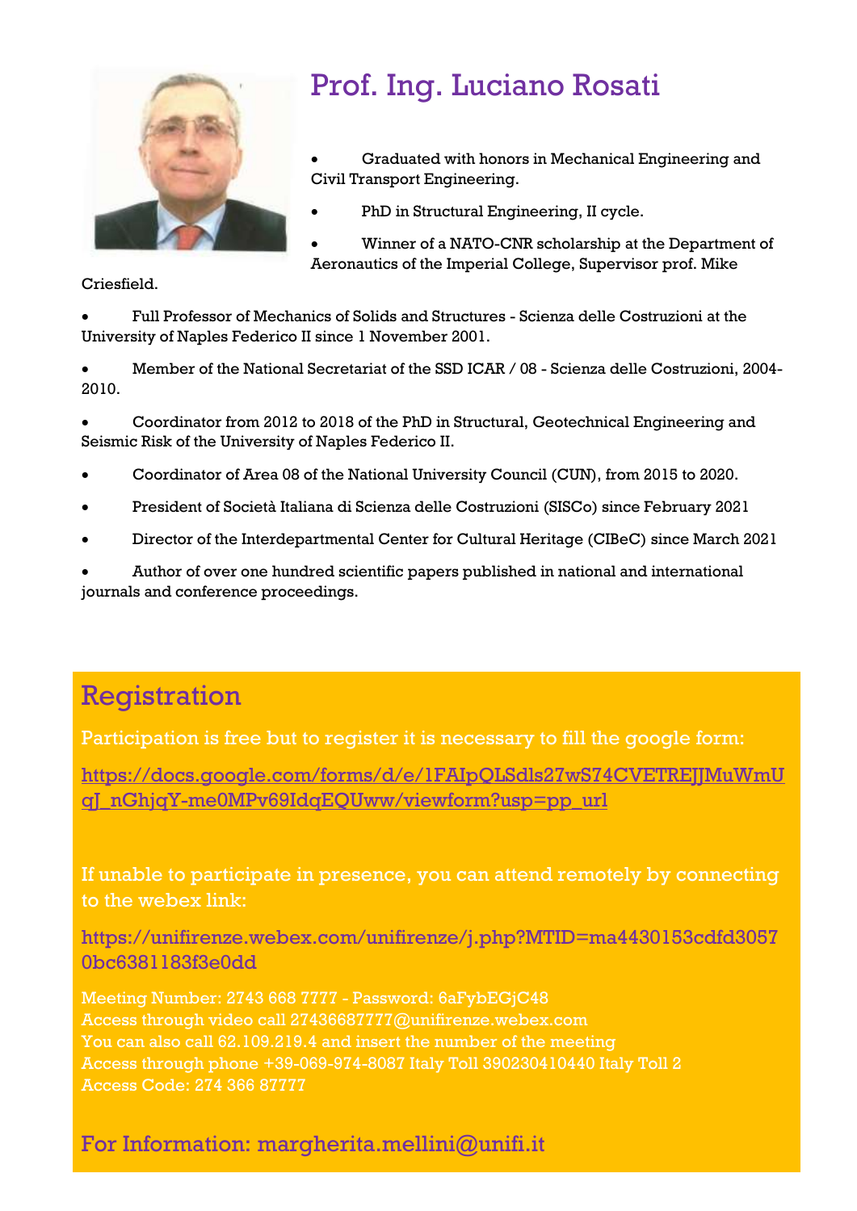# Prof. Ing. Luciano Rosati

- Graduated with honors in Mechanical Engineering and Civil Transport Engineering.
- PhD in Structural Engineering, II cycle.
- Winner of a NATO-CNR scholarship at the Department of Aeronautics of the Imperial College, Supervisor prof. Mike Criesfield.
- Full Professor of Mechanics of Solids and Structures - Scienza delle Costruzioni at the University of Naples Federico II since 1 November 2001.
- Member of the National Secretariat of the SSD ICAR / 08 - Scienza delle Costruzioni, 2004-2010.
- Coordinator from 2012 to 2018 of the PhD in Structural, Geotechnical Engineering and Seismic Risk of the University of Naples Federico II.
- Coordinator of Area 08 of the National University Council (CUN), from 2015 to 2020.
- President of Società Italiana di Scienza delle Costruzioni (SISCo) since February 2021
- Director of the Interdepartmental Center for Cultural Heritage (CIBeC) since March 2021
- Author of over one hundred scientific papers published in national and international journals and conference proceedings.

## Registration

Participation is free but to register it is necessary to fill the google form:

https://docs.google.com/forms/d/e/1FAIpQLSdls27wS74CVETREJJMuWmUqJ_nGhjqY-me0MPv69IdqEQUww/viewform?usp=pp_url

If unable to participate in presence, you can attend remotely by connecting to the webex link:

https://unifirenze.webex.com/unifirenze/j.php?MTID=ma4430153cdfd30570bc6381183f3e0dd

Meeting Number: 2743 668 7777 - Password: 6aFybEGjC48
Access through video call 27436687777@unifirenze.webex.com
You can also call 62.109.219.4 and insert the number of the meeting
Access through phone +39-069-974-8087 Italy Toll 390230410440 Italy Toll 2
Access Code: 274 366 87777

For Information: margherita.mellini@unifi.it